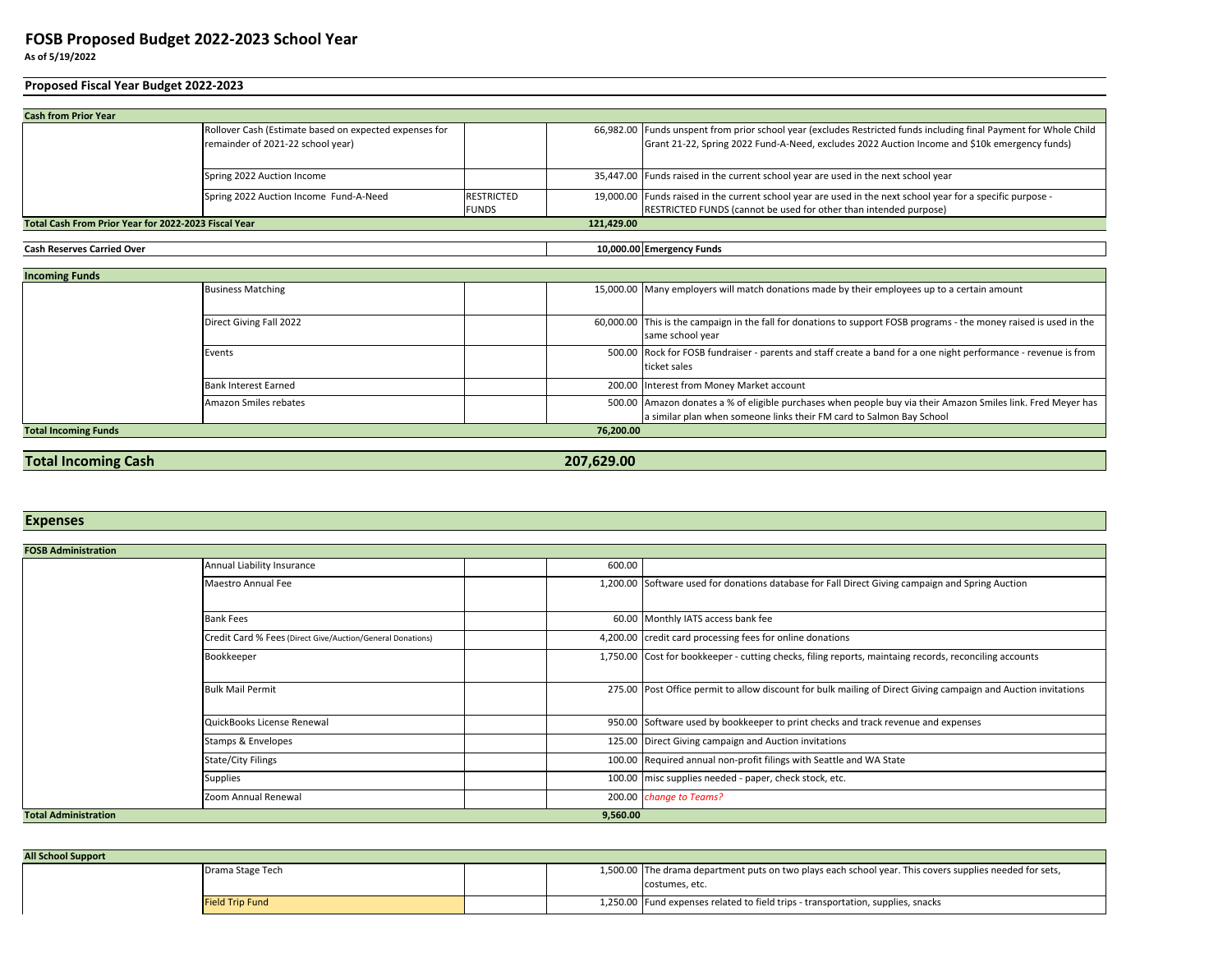# FOSB Proposed Budget 2022-2023 School Year

**As of 5/19/2022**

## Proposed Fiscal Year Budget 2022-2023

| **Cash from Prior Year** | | | | |
|---|---|---|---|---|
| | Rollover Cash (Estimate based on expected expenses for remainder of 2021-22 school year) | | 66,982.00 | Funds unspent from prior school year (excludes Restricted funds including final Payment for Whole Child Grant 21-22, Spring 2022 Fund-A-Need, excludes 2022 Auction Income and $10k emergency funds) |
| | Spring 2022 Auction Income | | 35,447.00 | Funds raised in the current school year are used in the next school year |
| | Spring 2022 Auction Income Fund-A-Need | RESTRICTED FUNDS | 19,000.00 | Funds raised in the current school year are used in the next school year for a specific purpose - RESTRICTED FUNDS (cannot be used for other than intended purpose) |
| **Total Cash From Prior Year for 2022-2023 Fiscal Year** | | | **121,429.00** | |

| **Cash Reserves Carried Over** | | | **10,000.00** | **Emergency Funds** |
|---|---|---|---|---|

| **Incoming Funds** | | | | |
|---|---|---|---|---|
| | Business Matching | | 15,000.00 | Many employers will match donations made by their employees up to a certain amount |
| | Direct Giving Fall 2022 | | 60,000.00 | This is the campaign in the fall for donations to support FOSB programs - the money raised is used in the same school year |
| | Events | | 500.00 | Rock for FOSB fundraiser - parents and staff create a band for a one night performance - revenue is from ticket sales |
| | Bank Interest Earned | | 200.00 | Interest from Money Market account |
| | Amazon Smiles rebates | | 500.00 | Amazon donates a % of eligible purchases when people buy via their Amazon Smiles link. Fred Meyer has a similar plan when someone links their FM card to Salmon Bay School |
| **Total Incoming Funds** | | | **76,200.00** | |

| **Total Incoming Cash** | | | **207,629.00** | |
|---|---|---|---|---|

## Expenses

| **FOSB Administration** | | | | |
|---|---|---|---|---|
| | Annual Liability Insurance | | 600.00 | |
| | Maestro Annual Fee | | 1,200.00 | Software used for donations database for Fall Direct Giving campaign and Spring Auction |
| | Bank Fees | | 60.00 | Monthly IATS access bank fee |
| | Credit Card % Fees (Direct Give/Auction/General Donations) | | 4,200.00 | credit card processing fees for online donations |
| | Bookkeeper | | 1,750.00 | Cost for bookkeeper - cutting checks, filing reports, maintaing records, reconciling accounts |
| | Bulk Mail Permit | | 275.00 | Post Office permit to allow discount for bulk mailing of Direct Giving campaign and Auction invitations |
| | QuickBooks License Renewal | | 950.00 | Software used by bookkeeper to print checks and track revenue and expenses |
| | Stamps & Envelopes | | 125.00 | Direct Giving campaign and Auction invitations |
| | State/City Filings | | 100.00 | Required annual non-profit filings with Seattle and WA State |
| | Supplies | | 100.00 | misc supplies needed - paper, check stock, etc. |
| | Zoom Annual Renewal | | 200.00 | *change to Teams?* |
| **Total Administration** | | | **9,560.00** | |

| **All School Support** | | | | |
|---|---|---|---|---|
| | Drama Stage Tech | | 1,500.00 | The drama department puts on two plays each school year. This covers supplies needed for sets, costumes, etc. |
| | Field Trip Fund | | 1,250.00 | Fund expenses related to field trips - transportation, supplies, snacks |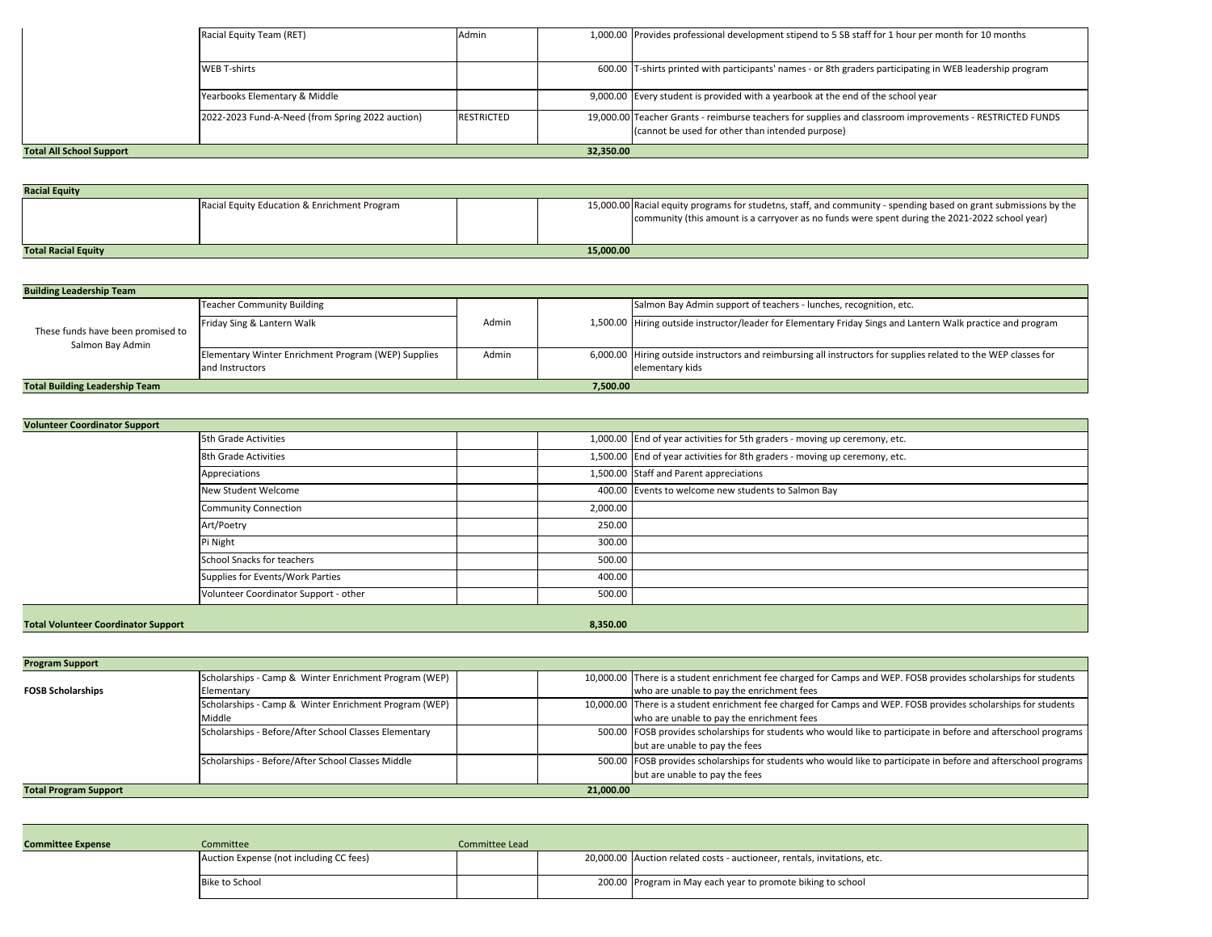| | | | | |
|---|---|---|---|---|
| | Racial Equity Team (RET) | Admin | 1,000.00 | Provides professional development stipend to 5 SB staff for 1 hour per month for 10 months |
| | WEB T-shirts | | 600.00 | T-shirts printed with participants' names - or 8th graders participating in WEB leadership program |
| | Yearbooks Elementary & Middle | | 9,000.00 | Every student is provided with a yearbook at the end of the school year |
| | 2022-2023 Fund-A-Need (from Spring 2022 auction) | RESTRICTED | 19,000.00 | Teacher Grants - reimburse teachers for supplies and classroom improvements - RESTRICTED FUNDS (cannot be used for other than intended purpose) |
| **Total All School Support** | | | **32,350.00** | |

| **Racial Equity** | | | | |
|---|---|---|---|---|
| | Racial Equity Education & Enrichment Program | | 15,000.00 | Racial equity programs for studetns, staff, and community - spending based on grant submissions by the community (this amount is a carryover as no funds were spent during the 2021-2022 school year) |
| **Total Racial Equity** | | | **15,000.00** | |

| **Building Leadership Team** | | | | |
|---|---|---|---|---|
| These funds have been promised to Salmon Bay Admin | Teacher Community Building | Admin | | Salmon Bay Admin support of teachers - lunches, recognition, etc. |
| | Friday Sing & Lantern Walk | | 1,500.00 | Hiring outside instructor/leader for Elementary Friday Sings and Lantern Walk practice and program |
| | Elementary Winter Enrichment Program (WEP) Supplies and Instructors | Admin | 6,000.00 | Hiring outside instructors and reimbursing all instructors for supplies related to the WEP classes for elementary kids |
| **Total Building Leadership Team** | | | **7,500.00** | |

| **Volunteer Coordinator Support** | | | | |
|---|---|---|---|---|
| | 5th Grade Activities | | 1,000.00 | End of year activities for 5th graders - moving up ceremony, etc. |
| | 8th Grade Activities | | 1,500.00 | End of year activities for 8th graders - moving up ceremony, etc. |
| | Appreciations | | 1,500.00 | Staff and Parent appreciations |
| | New Student Welcome | | 400.00 | Events to welcome new students to Salmon Bay |
| | Community Connection | | 2,000.00 | |
| | Art/Poetry | | 250.00 | |
| | Pi Night | | 300.00 | |
| | School Snacks for teachers | | 500.00 | |
| | Supplies for Events/Work Parties | | 400.00 | |
| | Volunteer Coordinator Support - other | | 500.00 | |
| **Total Volunteer Coordinator Support** | | | **8,350.00** | |

| **Program Support** | | | | |
|---|---|---|---|---|
| **FOSB Scholarships** | Scholarships - Camp & Winter Enrichment Program (WEP) Elementary | | 10,000.00 | There is a student enrichment fee charged for Camps and WEP. FOSB provides scholarships for students who are unable to pay the enrichment fees |
| | Scholarships - Camp & Winter Enrichment Program (WEP) Middle | | 10,000.00 | There is a student enrichment fee charged for Camps and WEP. FOSB provides scholarships for students who are unable to pay the enrichment fees |
| | Scholarships - Before/After School Classes Elementary | | 500.00 | FOSB provides scholarships for students who would like to participate in before and afterschool programs but are unable to pay the fees |
| | Scholarships - Before/After School Classes Middle | | 500.00 | FOSB provides scholarships for students who would like to participate in before and afterschool programs but are unable to pay the fees |
| **Total Program Support** | | | **21,000.00** | |

| **Committee Expense** | Committee | Committee Lead | | |
|---|---|---|---|---|
| | Auction Expense (not including CC fees) | | 20,000.00 | Auction related costs - auctioneer, rentals, invitations, etc. |
| | Bike to School | | 200.00 | Program in May each year to promote biking to school |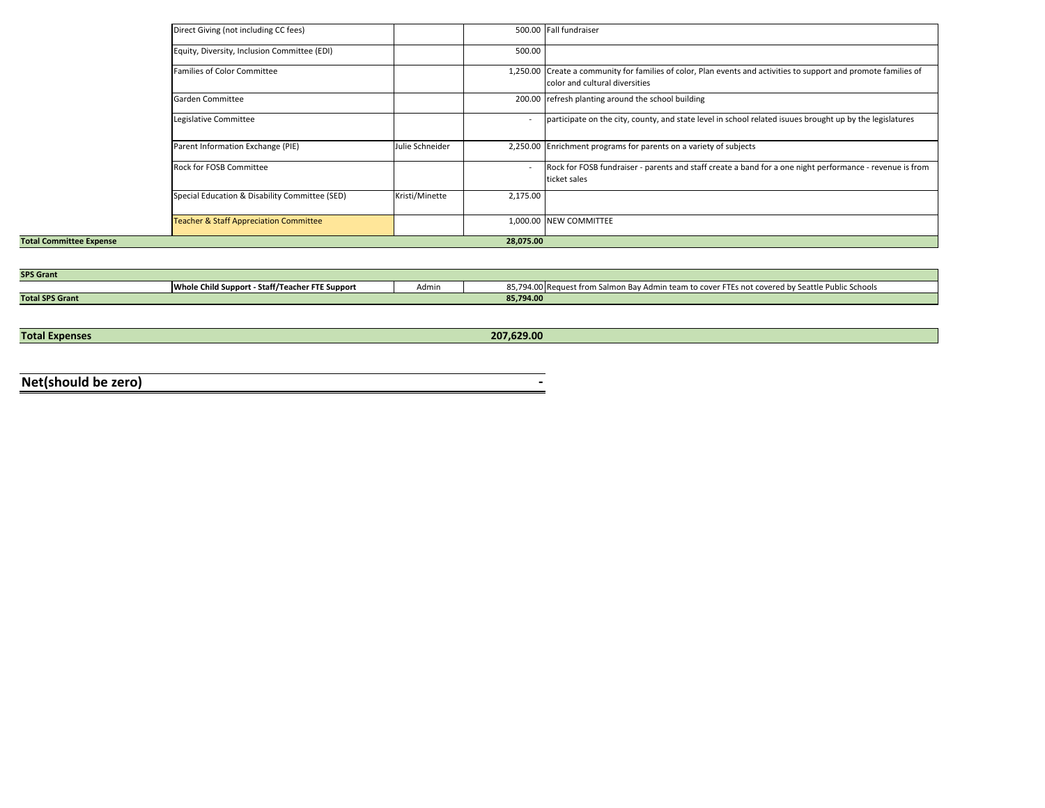| | | | | |
|---|---|---|---|---|
| | Direct Giving (not including CC fees) | | 500.00 | Fall fundraiser |
| | Equity, Diversity, Inclusion Committee (EDI) | | 500.00 | |
| | Families of Color Committee | | 1,250.00 | Create a community for families of color, Plan events and activities to support and promote families of color and cultural diversities |
| | Garden Committee | | 200.00 | refresh planting around the school building |
| | Legislative Committee | | - | participate on the city, county, and state level in school related isuues brought up by the legislatures |
| | Parent Information Exchange (PIE) | Julie Schneider | 2,250.00 | Enrichment programs for parents on a variety of subjects |
| | Rock for FOSB Committee | | - | Rock for FOSB fundraiser - parents and staff create a band for a one night performance - revenue is from ticket sales |
| | Special Education & Disability Committee (SED) | Kristi/Minette | 2,175.00 | |
| | Teacher & Staff Appreciation Committee | | 1,000.00 | NEW COMMITTEE |
| **Total Committee Expense** | | | **28,075.00** | |

| | | | | |
|---|---|---|---|---|
| **SPS Grant** | | | | |
| | **Whole Child Support - Staff/Teacher FTE Support** | Admin | 85,794.00 | Request from Salmon Bay Admin team to cover FTEs not covered by Seattle Public Schools |
| **Total SPS Grant** | | | **85,794.00** | |

| | |
|---|---|
| **Total Expenses** | **207,629.00** |

| | |
|---|---|
| **Net(should be zero)** | **-** |